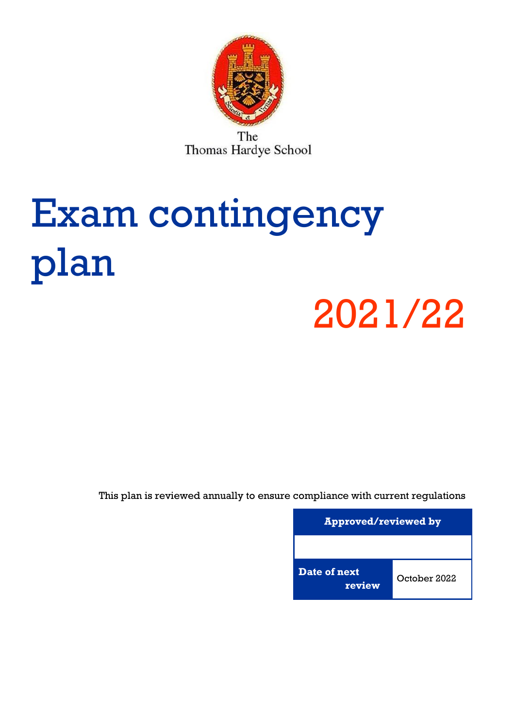The Thomas Hardye School

# Exam contingency plan

# 2021/22

This plan is reviewed annually to ensure compliance with current regulations

| Approved/reviewed by | |
|---|---|
| | |
| **Date of next review** | October 2022 |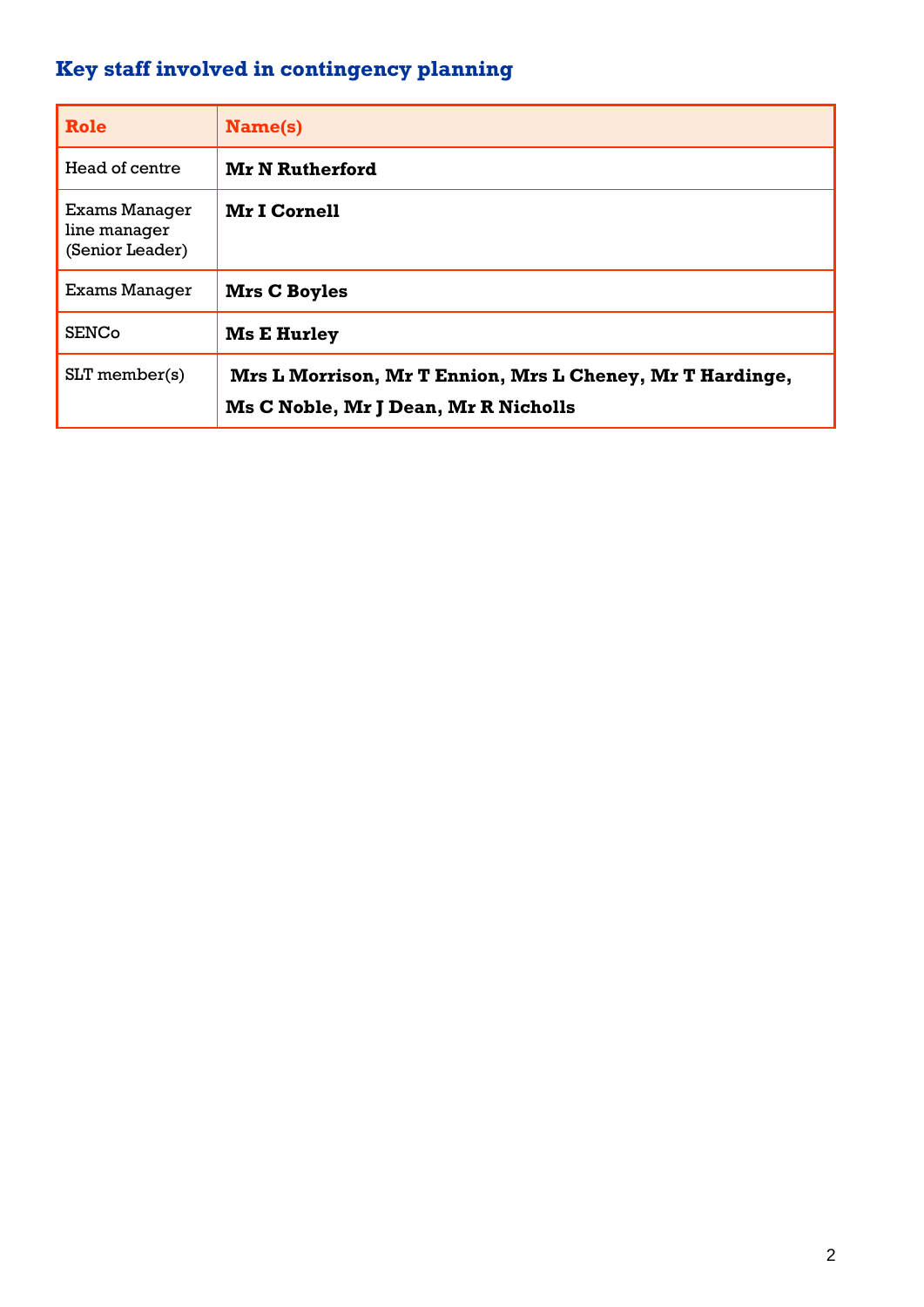## Key staff involved in contingency planning

| Role | Name(s) |
|---|---|
| Head of centre | **Mr N Rutherford** |
| Exams Manager line manager (Senior Leader) | **Mr I Cornell** |
| Exams Manager | **Mrs C Boyles** |
| SENCo | **Ms E Hurley** |
| SLT member(s) | **Mrs L Morrison, Mr T Ennion, Mrs L Cheney, Mr T Hardinge, Ms C Noble, Mr J Dean, Mr R Nicholls** |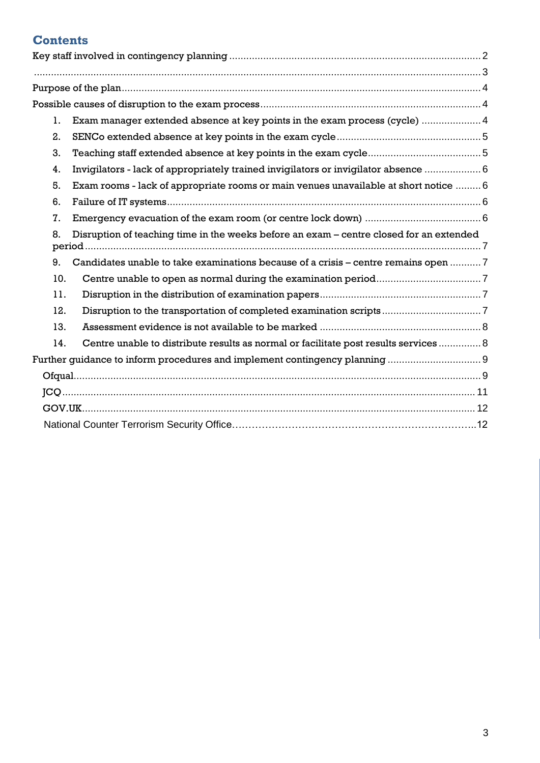## Contents

Key staff involved in contingency planning ........................................................................................ 2

........................................................................................................................................................... 3

Purpose of the plan............................................................................................................................ 4

Possible causes of disruption to the exam process ............................................................................ 4

1. Exam manager extended absence at key points in the exam process (cycle) ..................... 4
2. SENCo extended absence at key points in the exam cycle .................................................. 5
3. Teaching staff extended absence at key points in the exam cycle ....................................... 5
4. Invigilators - lack of appropriately trained invigilators or invigilator absence .................... 6
5. Exam rooms - lack of appropriate rooms or main venues unavailable at short notice ......... 6
6. Failure of IT systems.............................................................................................................. 6
7. Emergency evacuation of the exam room (or centre lock down) ......................................... 6
8. Disruption of teaching time in the weeks before an exam – centre closed for an extended period ........................................................................................................................................... 7
9. Candidates unable to take examinations because of a crisis – centre remains open ........... 7
10. Centre unable to open as normal during the examination period.................................... 7
11. Disruption in the distribution of examination papers........................................................ 7
12. Disruption to the transportation of completed examination scripts .................................. 7
13. Assessment evidence is not available to be marked ......................................................... 8
14. Centre unable to distribute results as normal or facilitate post results services ............... 8

Further guidance to inform procedures and implement contingency planning ................................ 9

Ofqual............................................................................................................................................ 9

JCQ ............................................................................................................................................... 11

GOV.UK......................................................................................................................................... 12

National Counter Terrorism Security Office…………………………………………………………………..12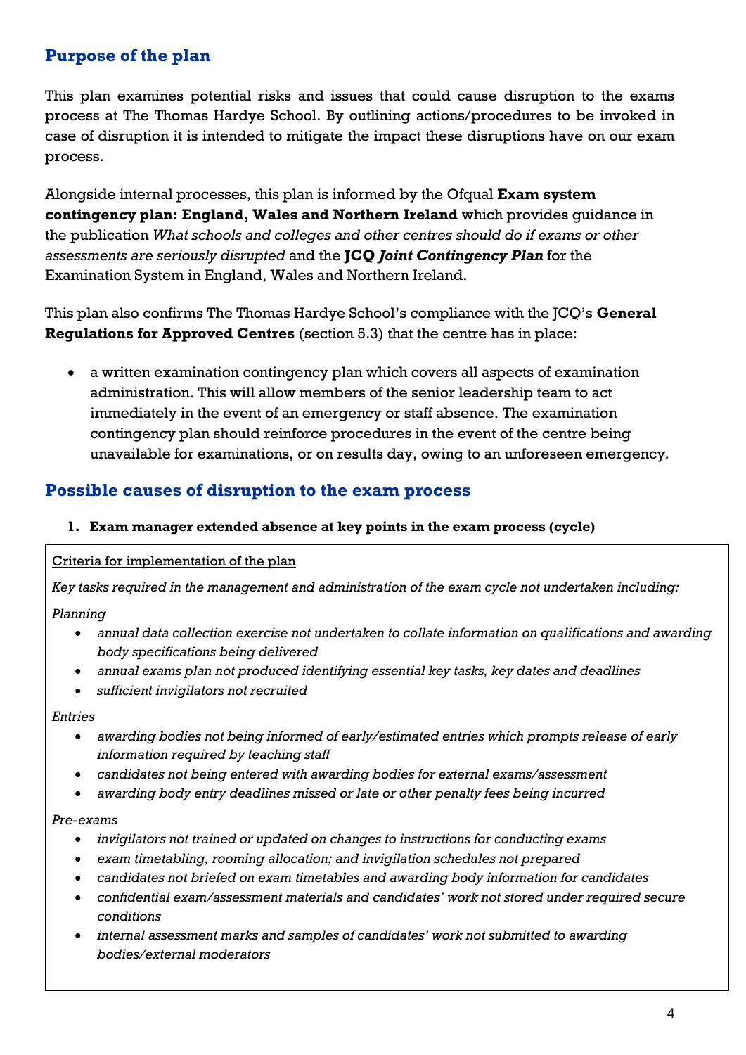## Purpose of the plan

This plan examines potential risks and issues that could cause disruption to the exams process at The Thomas Hardye School. By outlining actions/procedures to be invoked in case of disruption it is intended to mitigate the impact these disruptions have on our exam process.

Alongside internal processes, this plan is informed by the Ofqual **Exam system contingency plan: England, Wales and Northern Ireland** which provides guidance in the publication *What schools and colleges and other centres should do if exams or other assessments are seriously disrupted* and the **JCQ *Joint Contingency Plan*** for the Examination System in England, Wales and Northern Ireland.

This plan also confirms The Thomas Hardye School's compliance with the JCQ's **General Regulations for Approved Centres** (section 5.3) that the centre has in place:

- a written examination contingency plan which covers all aspects of examination administration. This will allow members of the senior leadership team to act immediately in the event of an emergency or staff absence. The examination contingency plan should reinforce procedures in the event of the centre being unavailable for examinations, or on results day, owing to an unforeseen emergency.

## Possible causes of disruption to the exam process

### 1. Exam manager extended absence at key points in the exam process (cycle)

Criteria for implementation of the plan

*Key tasks required in the management and administration of the exam cycle not undertaken including:*

*Planning*

- *annual data collection exercise not undertaken to collate information on qualifications and awarding body specifications being delivered*
- *annual exams plan not produced identifying essential key tasks, key dates and deadlines*
- *sufficient invigilators not recruited*

*Entries*

- *awarding bodies not being informed of early/estimated entries which prompts release of early information required by teaching staff*
- *candidates not being entered with awarding bodies for external exams/assessment*
- *awarding body entry deadlines missed or late or other penalty fees being incurred*

*Pre-exams*

- *invigilators not trained or updated on changes to instructions for conducting exams*
- *exam timetabling, rooming allocation; and invigilation schedules not prepared*
- *candidates not briefed on exam timetables and awarding body information for candidates*
- *confidential exam/assessment materials and candidates' work not stored under required secure conditions*
- *internal assessment marks and samples of candidates' work not submitted to awarding bodies/external moderators*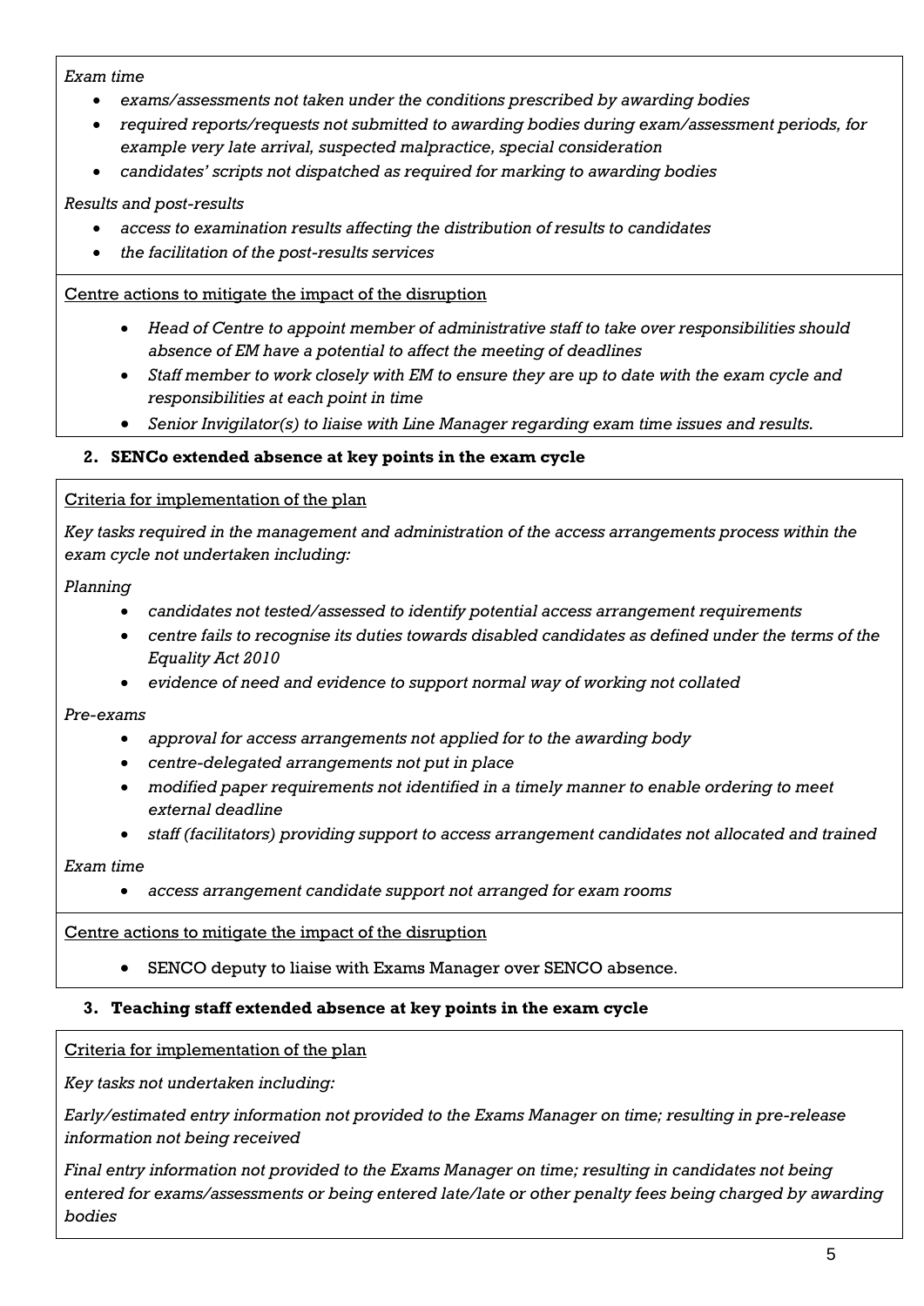*Exam time*

- *exams/assessments not taken under the conditions prescribed by awarding bodies*
- *required reports/requests not submitted to awarding bodies during exam/assessment periods, for example very late arrival, suspected malpractice, special consideration*
- *candidates' scripts not dispatched as required for marking to awarding bodies*

*Results and post-results*

- *access to examination results affecting the distribution of results to candidates*
- *the facilitation of the post-results services*

<u>Centre actions to mitigate the impact of the disruption</u>

- *Head of Centre to appoint member of administrative staff to take over responsibilities should absence of EM have a potential to affect the meeting of deadlines*
- *Staff member to work closely with EM to ensure they are up to date with the exam cycle and responsibilities at each point in time*
- *Senior Invigilator(s) to liaise with Line Manager regarding exam time issues and results.*

### 2. SENCo extended absence at key points in the exam cycle

<u>Criteria for implementation of the plan</u>

*Key tasks required in the management and administration of the access arrangements process within the exam cycle not undertaken including:*

*Planning*

- *candidates not tested/assessed to identify potential access arrangement requirements*
- *centre fails to recognise its duties towards disabled candidates as defined under the terms of the Equality Act 2010*
- *evidence of need and evidence to support normal way of working not collated*

*Pre-exams*

- *approval for access arrangements not applied for to the awarding body*
- *centre-delegated arrangements not put in place*
- *modified paper requirements not identified in a timely manner to enable ordering to meet external deadline*
- *staff (facilitators) providing support to access arrangement candidates not allocated and trained*

*Exam time*

- *access arrangement candidate support not arranged for exam rooms*

<u>Centre actions to mitigate the impact of the disruption</u>

- SENCO deputy to liaise with Exams Manager over SENCO absence.

### 3. Teaching staff extended absence at key points in the exam cycle

<u>Criteria for implementation of the plan</u>

*Key tasks not undertaken including:*

*Early/estimated entry information not provided to the Exams Manager on time; resulting in pre-release information not being received*

*Final entry information not provided to the Exams Manager on time; resulting in candidates not being entered for exams/assessments or being entered late/late or other penalty fees being charged by awarding bodies*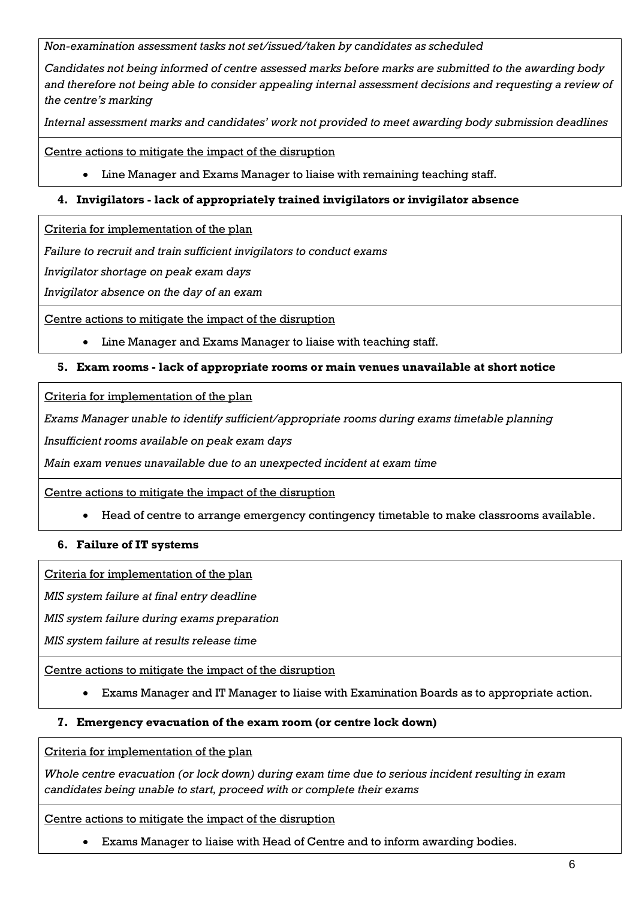*Non-examination assessment tasks not set/issued/taken by candidates as scheduled*

*Candidates not being informed of centre assessed marks before marks are submitted to the awarding body and therefore not being able to consider appealing internal assessment decisions and requesting a review of the centre's marking*

*Internal assessment marks and candidates' work not provided to meet awarding body submission deadlines*

Centre actions to mitigate the impact of the disruption

- Line Manager and Exams Manager to liaise with remaining teaching staff.

### 4. Invigilators - lack of appropriately trained invigilators or invigilator absence

Criteria for implementation of the plan

*Failure to recruit and train sufficient invigilators to conduct exams*

*Invigilator shortage on peak exam days*

*Invigilator absence on the day of an exam*

Centre actions to mitigate the impact of the disruption

- Line Manager and Exams Manager to liaise with teaching staff.

### 5. Exam rooms - lack of appropriate rooms or main venues unavailable at short notice

Criteria for implementation of the plan

*Exams Manager unable to identify sufficient/appropriate rooms during exams timetable planning*

*Insufficient rooms available on peak exam days*

*Main exam venues unavailable due to an unexpected incident at exam time*

Centre actions to mitigate the impact of the disruption

- Head of centre to arrange emergency contingency timetable to make classrooms available.

### 6. Failure of IT systems

Criteria for implementation of the plan

*MIS system failure at final entry deadline*

*MIS system failure during exams preparation*

*MIS system failure at results release time*

Centre actions to mitigate the impact of the disruption

- Exams Manager and IT Manager to liaise with Examination Boards as to appropriate action.

### 7. Emergency evacuation of the exam room (or centre lock down)

Criteria for implementation of the plan

*Whole centre evacuation (or lock down) during exam time due to serious incident resulting in exam candidates being unable to start, proceed with or complete their exams*

Centre actions to mitigate the impact of the disruption

- Exams Manager to liaise with Head of Centre and to inform awarding bodies.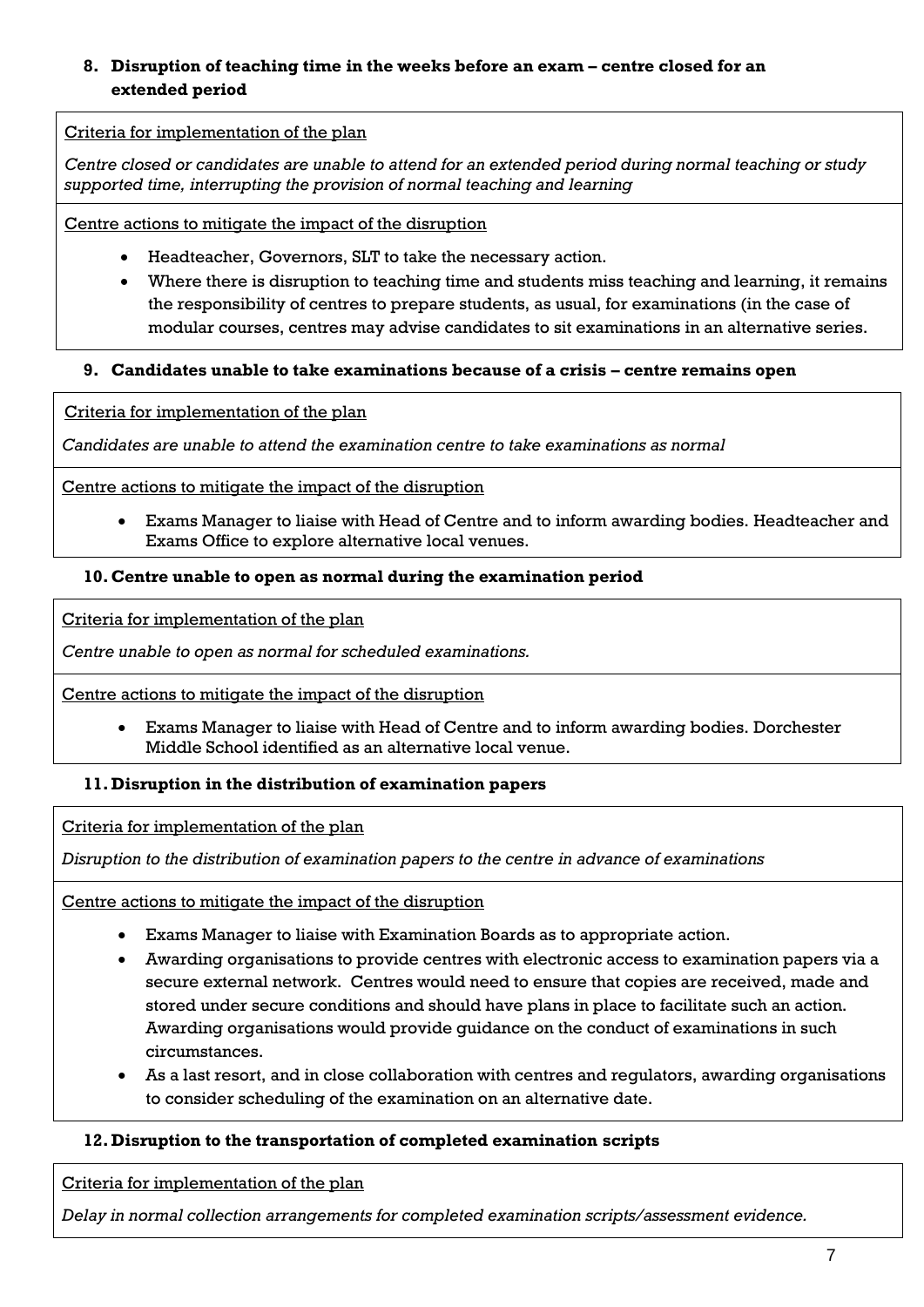### 8. Disruption of teaching time in the weeks before an exam – centre closed for an extended period

Criteria for implementation of the plan

*Centre closed or candidates are unable to attend for an extended period during normal teaching or study supported time, interrupting the provision of normal teaching and learning*

Centre actions to mitigate the impact of the disruption

- Headteacher, Governors, SLT to take the necessary action.
- Where there is disruption to teaching time and students miss teaching and learning, it remains the responsibility of centres to prepare students, as usual, for examinations (in the case of modular courses, centres may advise candidates to sit examinations in an alternative series.

### 9. Candidates unable to take examinations because of a crisis – centre remains open

Criteria for implementation of the plan

*Candidates are unable to attend the examination centre to take examinations as normal*

Centre actions to mitigate the impact of the disruption

- Exams Manager to liaise with Head of Centre and to inform awarding bodies. Headteacher and Exams Office to explore alternative local venues.

### 10. Centre unable to open as normal during the examination period

Criteria for implementation of the plan

*Centre unable to open as normal for scheduled examinations.*

Centre actions to mitigate the impact of the disruption

- Exams Manager to liaise with Head of Centre and to inform awarding bodies. Dorchester Middle School identified as an alternative local venue.

### 11. Disruption in the distribution of examination papers

Criteria for implementation of the plan

*Disruption to the distribution of examination papers to the centre in advance of examinations*

Centre actions to mitigate the impact of the disruption

- Exams Manager to liaise with Examination Boards as to appropriate action.
- Awarding organisations to provide centres with electronic access to examination papers via a secure external network. Centres would need to ensure that copies are received, made and stored under secure conditions and should have plans in place to facilitate such an action. Awarding organisations would provide guidance on the conduct of examinations in such circumstances.
- As a last resort, and in close collaboration with centres and regulators, awarding organisations to consider scheduling of the examination on an alternative date.

### 12. Disruption to the transportation of completed examination scripts

Criteria for implementation of the plan

*Delay in normal collection arrangements for completed examination scripts/assessment evidence.*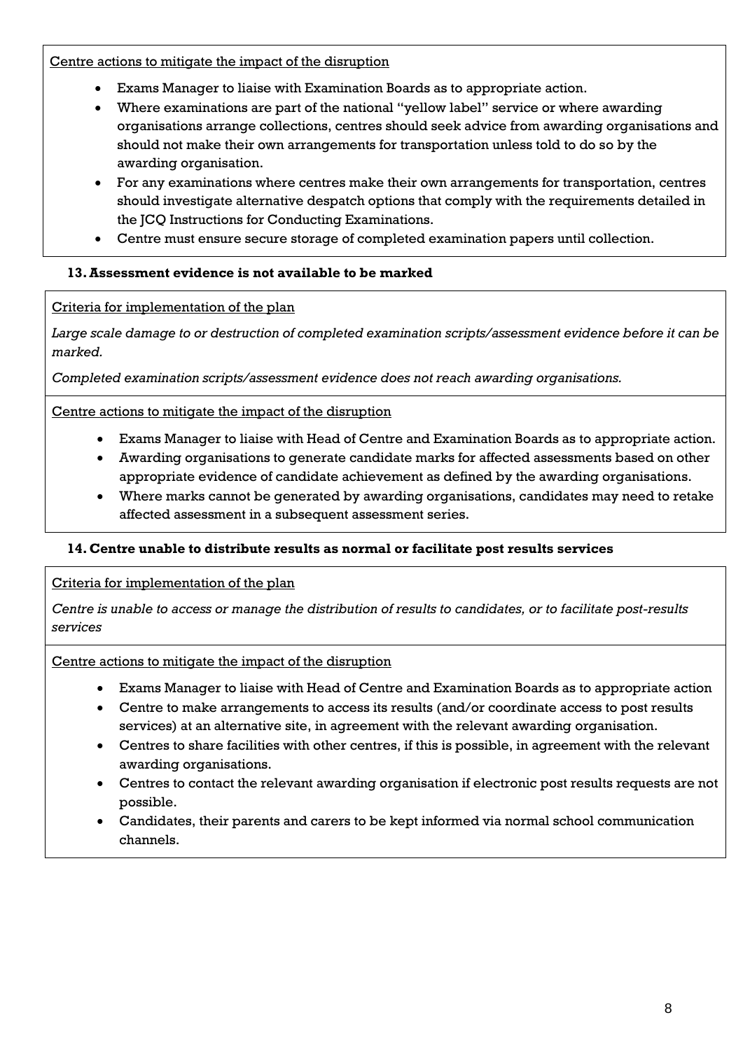Centre actions to mitigate the impact of the disruption

- Exams Manager to liaise with Examination Boards as to appropriate action.
- Where examinations are part of the national "yellow label" service or where awarding organisations arrange collections, centres should seek advice from awarding organisations and should not make their own arrangements for transportation unless told to do so by the awarding organisation.
- For any examinations where centres make their own arrangements for transportation, centres should investigate alternative despatch options that comply with the requirements detailed in the JCQ Instructions for Conducting Examinations.
- Centre must ensure secure storage of completed examination papers until collection.

**13. Assessment evidence is not available to be marked**

Criteria for implementation of the plan

*Large scale damage to or destruction of completed examination scripts/assessment evidence before it can be marked.*

*Completed examination scripts/assessment evidence does not reach awarding organisations.*

Centre actions to mitigate the impact of the disruption

- Exams Manager to liaise with Head of Centre and Examination Boards as to appropriate action.
- Awarding organisations to generate candidate marks for affected assessments based on other appropriate evidence of candidate achievement as defined by the awarding organisations.
- Where marks cannot be generated by awarding organisations, candidates may need to retake affected assessment in a subsequent assessment series.

**14. Centre unable to distribute results as normal or facilitate post results services**

Criteria for implementation of the plan

*Centre is unable to access or manage the distribution of results to candidates, or to facilitate post-results services*

Centre actions to mitigate the impact of the disruption

- Exams Manager to liaise with Head of Centre and Examination Boards as to appropriate action
- Centre to make arrangements to access its results (and/or coordinate access to post results services) at an alternative site, in agreement with the relevant awarding organisation.
- Centres to share facilities with other centres, if this is possible, in agreement with the relevant awarding organisations.
- Centres to contact the relevant awarding organisation if electronic post results requests are not possible.
- Candidates, their parents and carers to be kept informed via normal school communication channels.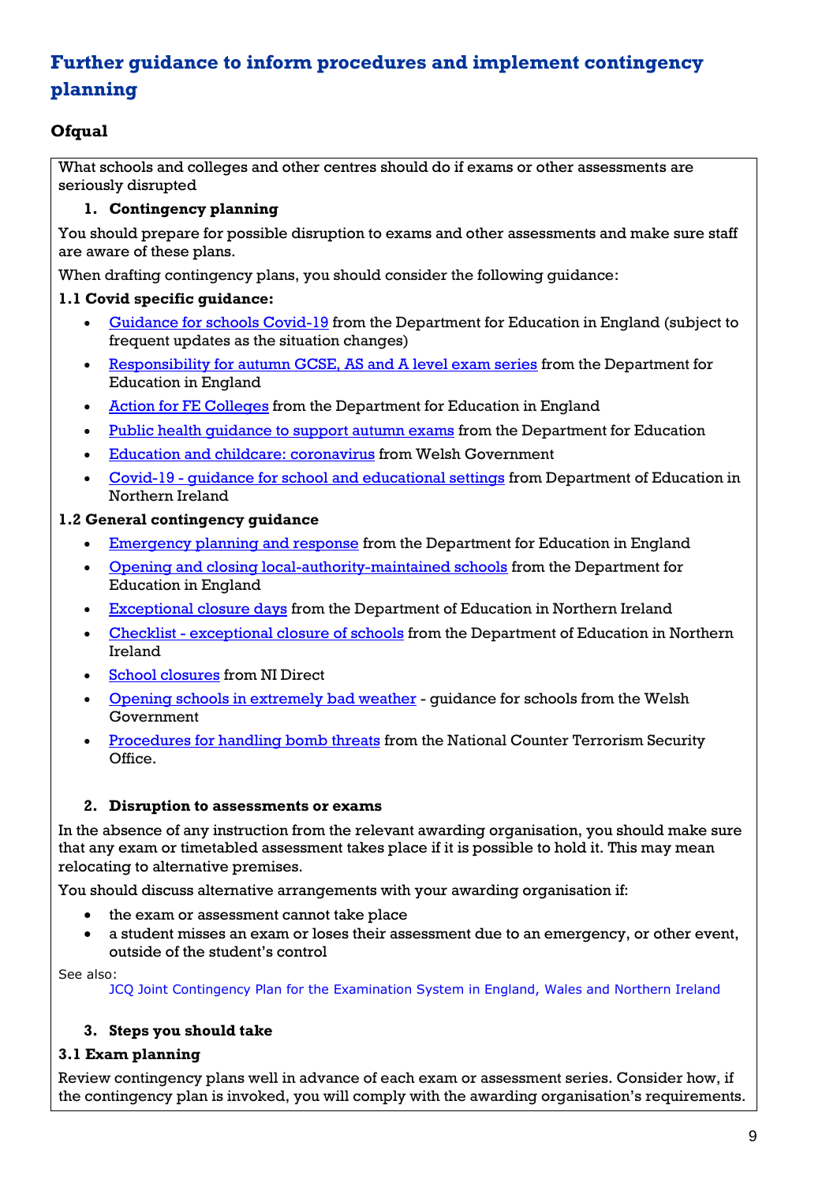# Further guidance to inform procedures and implement contingency planning

## Ofqual

What schools and colleges and other centres should do if exams or other assessments are seriously disrupted

1. **Contingency planning**

You should prepare for possible disruption to exams and other assessments and make sure staff are aware of these plans.

When drafting contingency plans, you should consider the following guidance:

**1.1 Covid specific guidance:**

- Guidance for schools Covid-19 from the Department for Education in England (subject to frequent updates as the situation changes)
- Responsibility for autumn GCSE, AS and A level exam series from the Department for Education in England
- Action for FE Colleges from the Department for Education in England
- Public health guidance to support autumn exams from the Department for Education
- Education and childcare: coronavirus from Welsh Government
- Covid-19 - guidance for school and educational settings from Department of Education in Northern Ireland

**1.2 General contingency guidance**

- Emergency planning and response from the Department for Education in England
- Opening and closing local-authority-maintained schools from the Department for Education in England
- Exceptional closure days from the Department of Education in Northern Ireland
- Checklist - exceptional closure of schools from the Department of Education in Northern Ireland
- School closures from NI Direct
- Opening schools in extremely bad weather - guidance for schools from the Welsh Government
- Procedures for handling bomb threats from the National Counter Terrorism Security Office.

2. **Disruption to assessments or exams**

In the absence of any instruction from the relevant awarding organisation, you should make sure that any exam or timetabled assessment takes place if it is possible to hold it. This may mean relocating to alternative premises.

You should discuss alternative arrangements with your awarding organisation if:

- the exam or assessment cannot take place
- a student misses an exam or loses their assessment due to an emergency, or other event, outside of the student's control

See also:
JCQ Joint Contingency Plan for the Examination System in England, Wales and Northern Ireland

3. **Steps you should take**

**3.1 Exam planning**

Review contingency plans well in advance of each exam or assessment series. Consider how, if the contingency plan is invoked, you will comply with the awarding organisation's requirements.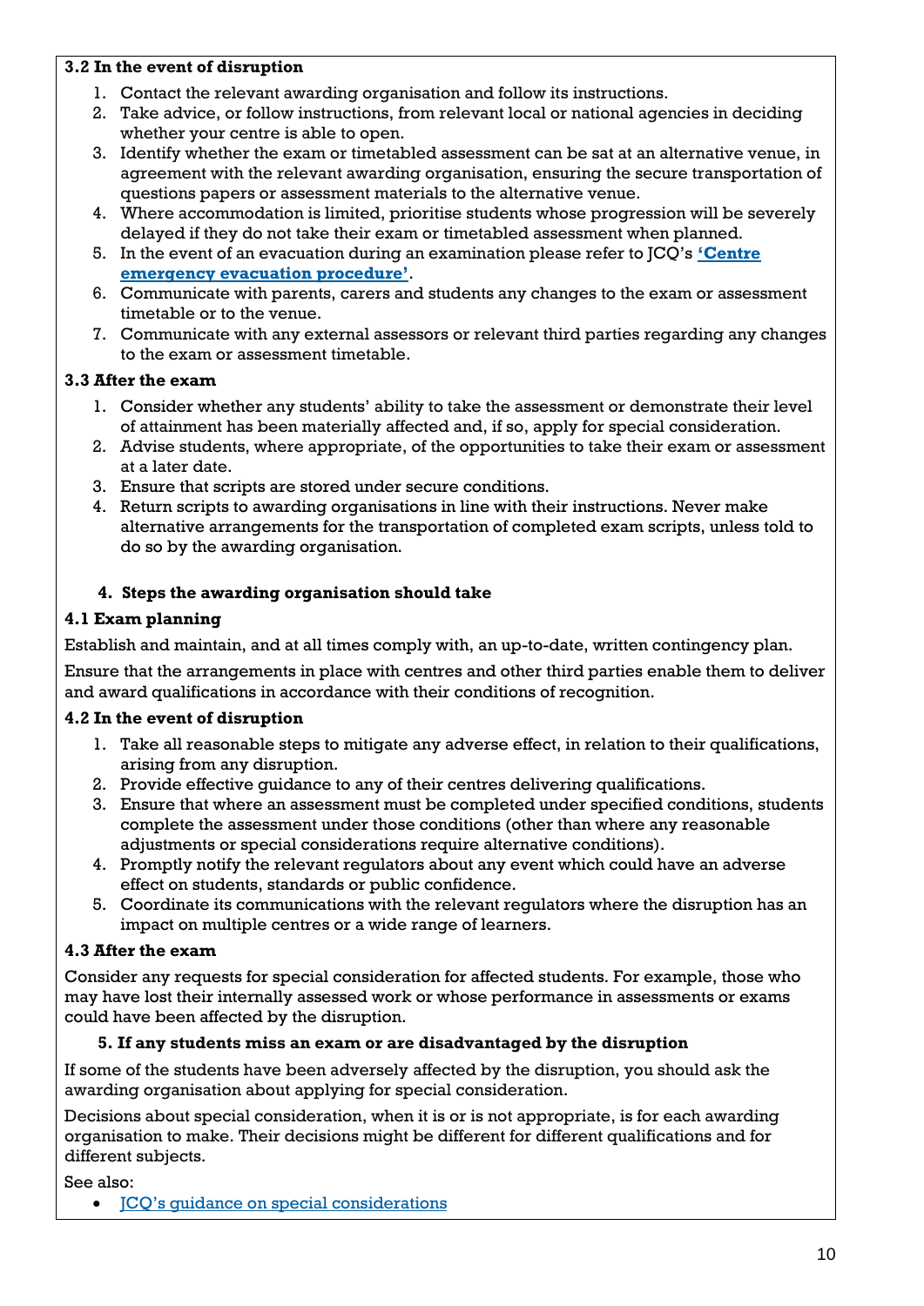### 3.2 In the event of disruption

1. Contact the relevant awarding organisation and follow its instructions.
2. Take advice, or follow instructions, from relevant local or national agencies in deciding whether your centre is able to open.
3. Identify whether the exam or timetabled assessment can be sat at an alternative venue, in agreement with the relevant awarding organisation, ensuring the secure transportation of questions papers or assessment materials to the alternative venue.
4. Where accommodation is limited, prioritise students whose progression will be severely delayed if they do not take their exam or timetabled assessment when planned.
5. In the event of an evacuation during an examination please refer to JCQ's **'Centre emergency evacuation procedure'**.
6. Communicate with parents, carers and students any changes to the exam or assessment timetable or to the venue.
7. Communicate with any external assessors or relevant third parties regarding any changes to the exam or assessment timetable.

### 3.3 After the exam

1. Consider whether any students' ability to take the assessment or demonstrate their level of attainment has been materially affected and, if so, apply for special consideration.
2. Advise students, where appropriate, of the opportunities to take their exam or assessment at a later date.
3. Ensure that scripts are stored under secure conditions.
4. Return scripts to awarding organisations in line with their instructions. Never make alternative arrangements for the transportation of completed exam scripts, unless told to do so by the awarding organisation.

## 4. Steps the awarding organisation should take

### 4.1 Exam planning

Establish and maintain, and at all times comply with, an up-to-date, written contingency plan.

Ensure that the arrangements in place with centres and other third parties enable them to deliver and award qualifications in accordance with their conditions of recognition.

### 4.2 In the event of disruption

1. Take all reasonable steps to mitigate any adverse effect, in relation to their qualifications, arising from any disruption.
2. Provide effective guidance to any of their centres delivering qualifications.
3. Ensure that where an assessment must be completed under specified conditions, students complete the assessment under those conditions (other than where any reasonable adjustments or special considerations require alternative conditions).
4. Promptly notify the relevant regulators about any event which could have an adverse effect on students, standards or public confidence.
5. Coordinate its communications with the relevant regulators where the disruption has an impact on multiple centres or a wide range of learners.

### 4.3 After the exam

Consider any requests for special consideration for affected students. For example, those who may have lost their internally assessed work or whose performance in assessments or exams could have been affected by the disruption.

## 5. If any students miss an exam or are disadvantaged by the disruption

If some of the students have been adversely affected by the disruption, you should ask the awarding organisation about applying for special consideration.

Decisions about special consideration, when it is or is not appropriate, is for each awarding organisation to make. Their decisions might be different for different qualifications and for different subjects.

See also:

- JCQ's guidance on special considerations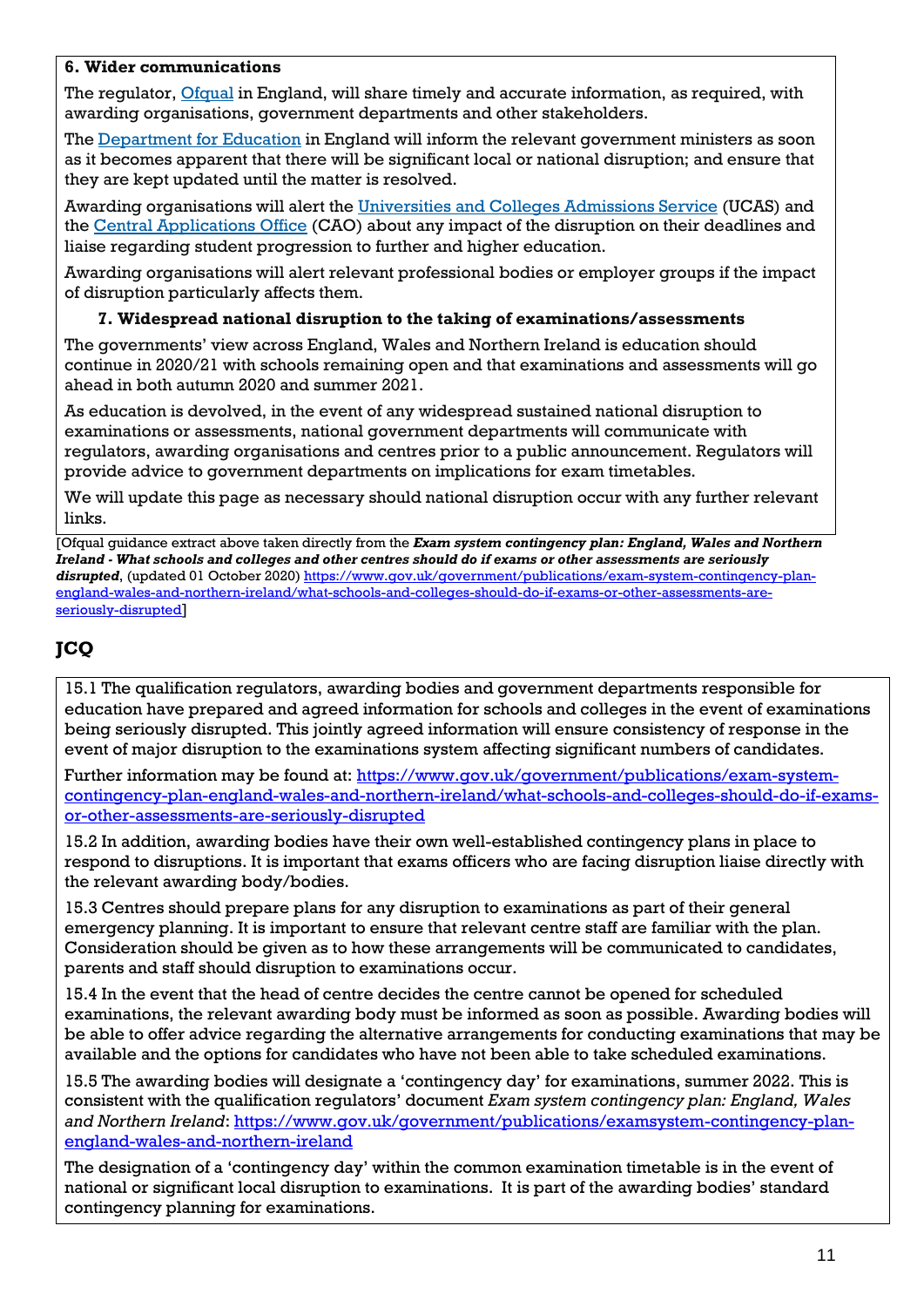**6. Wider communications**

The regulator, [Ofqual](#) in England, will share timely and accurate information, as required, with awarding organisations, government departments and other stakeholders.

The [Department for Education](#) in England will inform the relevant government ministers as soon as it becomes apparent that there will be significant local or national disruption; and ensure that they are kept updated until the matter is resolved.

Awarding organisations will alert the [Universities and Colleges Admissions Service](#) (UCAS) and the [Central Applications Office](#) (CAO) about any impact of the disruption on their deadlines and liaise regarding student progression to further and higher education.

Awarding organisations will alert relevant professional bodies or employer groups if the impact of disruption particularly affects them.

**7. Widespread national disruption to the taking of examinations/assessments**

The governments' view across England, Wales and Northern Ireland is education should continue in 2020/21 with schools remaining open and that examinations and assessments will go ahead in both autumn 2020 and summer 2021.

As education is devolved, in the event of any widespread sustained national disruption to examinations or assessments, national government departments will communicate with regulators, awarding organisations and centres prior to a public announcement. Regulators will provide advice to government departments on implications for exam timetables.

We will update this page as necessary should national disruption occur with any further relevant links.

[Ofqual guidance extract above taken directly from the ***Exam system contingency plan: England, Wales and Northern Ireland - What schools and colleges and other centres should do if exams or other assessments are seriously disrupted***, (updated 01 October 2020) https://www.gov.uk/government/publications/exam-system-contingency-plan-england-wales-and-northern-ireland/what-schools-and-colleges-should-do-if-exams-or-other-assessments-are-seriously-disrupted]

## JCQ

15.1 The qualification regulators, awarding bodies and government departments responsible for education have prepared and agreed information for schools and colleges in the event of examinations being seriously disrupted. This jointly agreed information will ensure consistency of response in the event of major disruption to the examinations system affecting significant numbers of candidates.

Further information may be found at: https://www.gov.uk/government/publications/exam-system-contingency-plan-england-wales-and-northern-ireland/what-schools-and-colleges-should-do-if-exams-or-other-assessments-are-seriously-disrupted

15.2 In addition, awarding bodies have their own well-established contingency plans in place to respond to disruptions. It is important that exams officers who are facing disruption liaise directly with the relevant awarding body/bodies.

15.3 Centres should prepare plans for any disruption to examinations as part of their general emergency planning. It is important to ensure that relevant centre staff are familiar with the plan. Consideration should be given as to how these arrangements will be communicated to candidates, parents and staff should disruption to examinations occur.

15.4 In the event that the head of centre decides the centre cannot be opened for scheduled examinations, the relevant awarding body must be informed as soon as possible. Awarding bodies will be able to offer advice regarding the alternative arrangements for conducting examinations that may be available and the options for candidates who have not been able to take scheduled examinations.

15.5 The awarding bodies will designate a 'contingency day' for examinations, summer 2022. This is consistent with the qualification regulators' document *Exam system contingency plan: England, Wales and Northern Ireland*: https://www.gov.uk/government/publications/examsystem-contingency-plan-england-wales-and-northern-ireland

The designation of a 'contingency day' within the common examination timetable is in the event of national or significant local disruption to examinations. It is part of the awarding bodies' standard contingency planning for examinations.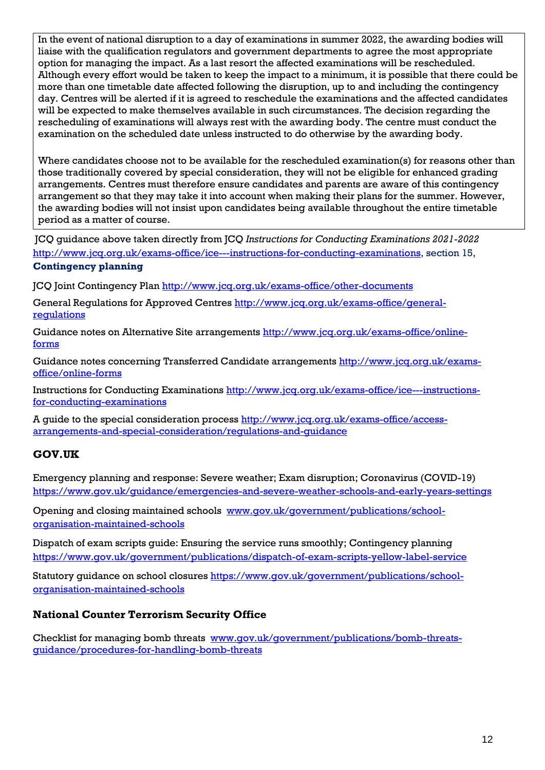In the event of national disruption to a day of examinations in summer 2022, the awarding bodies will liaise with the qualification regulators and government departments to agree the most appropriate option for managing the impact. As a last resort the affected examinations will be rescheduled. Although every effort would be taken to keep the impact to a minimum, it is possible that there could be more than one timetable date affected following the disruption, up to and including the contingency day. Centres will be alerted if it is agreed to reschedule the examinations and the affected candidates will be expected to make themselves available in such circumstances. The decision regarding the rescheduling of examinations will always rest with the awarding body. The centre must conduct the examination on the scheduled date unless instructed to do otherwise by the awarding body.

Where candidates choose not to be available for the rescheduled examination(s) for reasons other than those traditionally covered by special consideration, they will not be eligible for enhanced grading arrangements. Centres must therefore ensure candidates and parents are aware of this contingency arrangement so that they may take it into account when making their plans for the summer. However, the awarding bodies will not insist upon candidates being available throughout the entire timetable period as a matter of course.

JCQ guidance above taken directly from JCQ *Instructions for Conducting Examinations 2021-2022* http://www.jcq.org.uk/exams-office/ice---instructions-for-conducting-examinations, section 15, **Contingency planning**

JCQ Joint Contingency Plan http://www.jcq.org.uk/exams-office/other-documents

General Regulations for Approved Centres http://www.jcq.org.uk/exams-office/general-regulations

Guidance notes on Alternative Site arrangements http://www.jcq.org.uk/exams-office/online-forms

Guidance notes concerning Transferred Candidate arrangements http://www.jcq.org.uk/exams-office/online-forms

Instructions for Conducting Examinations http://www.jcq.org.uk/exams-office/ice---instructions-for-conducting-examinations

A guide to the special consideration process http://www.jcq.org.uk/exams-office/access-arrangements-and-special-consideration/regulations-and-guidance

## GOV.UK

Emergency planning and response: Severe weather; Exam disruption; Coronavirus (COVID-19) https://www.gov.uk/guidance/emergencies-and-severe-weather-schools-and-early-years-settings

Opening and closing maintained schools www.gov.uk/government/publications/school-organisation-maintained-schools

Dispatch of exam scripts guide: Ensuring the service runs smoothly; Contingency planning https://www.gov.uk/government/publications/dispatch-of-exam-scripts-yellow-label-service

Statutory guidance on school closures https://www.gov.uk/government/publications/school-organisation-maintained-schools

## National Counter Terrorism Security Office

Checklist for managing bomb threats www.gov.uk/government/publications/bomb-threats-guidance/procedures-for-handling-bomb-threats